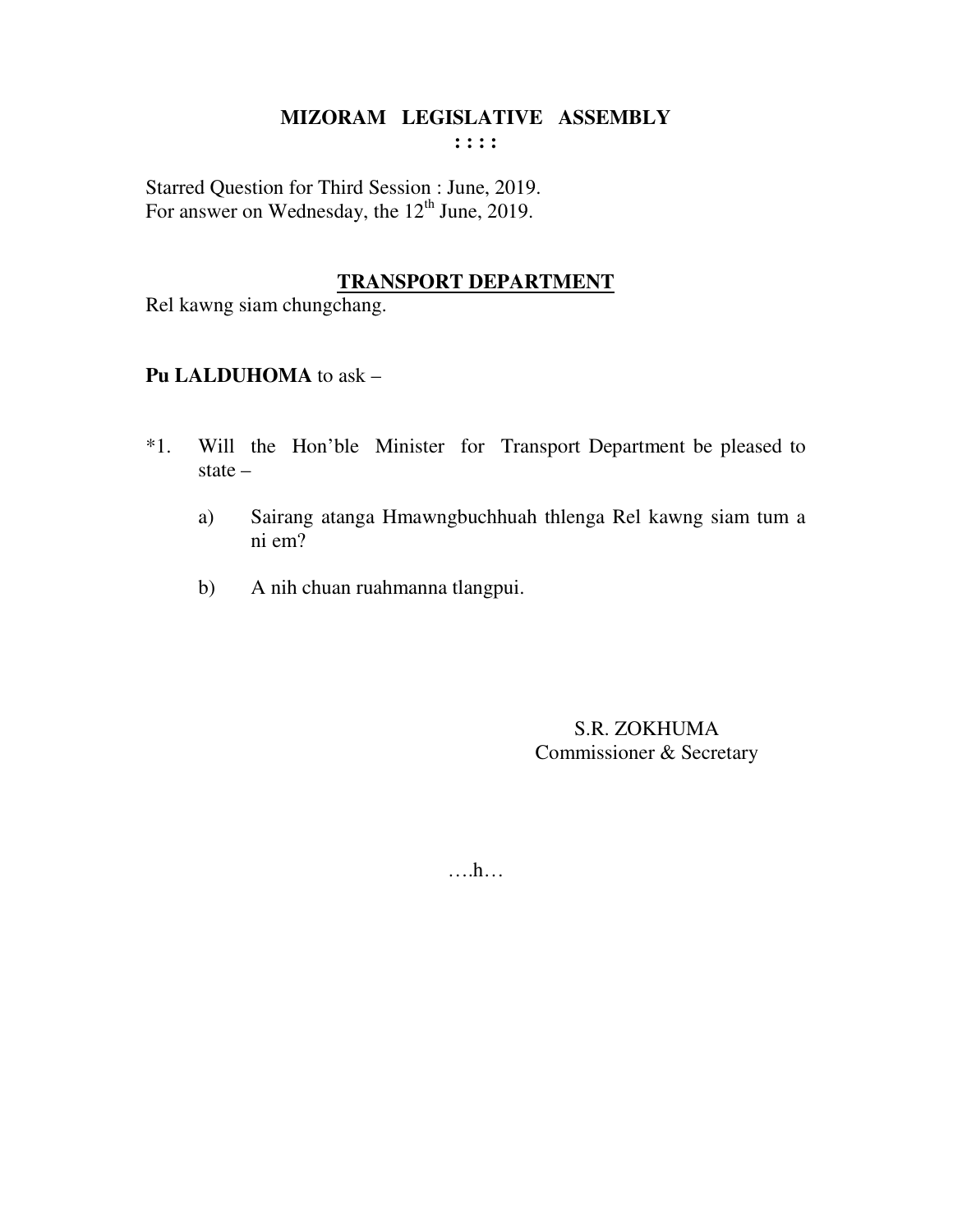**MIZORAM LEGISLATIVE ASSEMBLY**

**: : : :**

Starred Question for Third Session : June, 2019.
For answer on Wednesday, the 12th June, 2019.

**TRANSPORT DEPARTMENT**

Rel kawng siam chungchang.

**Pu LALDUHOMA** to ask –

*1. Will the Hon'ble Minister for Transport Department be pleased to state –

a) Sairang atanga Hmawngbuchhuah thlenga Rel kawng siam tum a ni em?

b) A nih chuan ruahmanna tlangpui.

S.R. ZOKHUMA
Commissioner & Secretary

….h…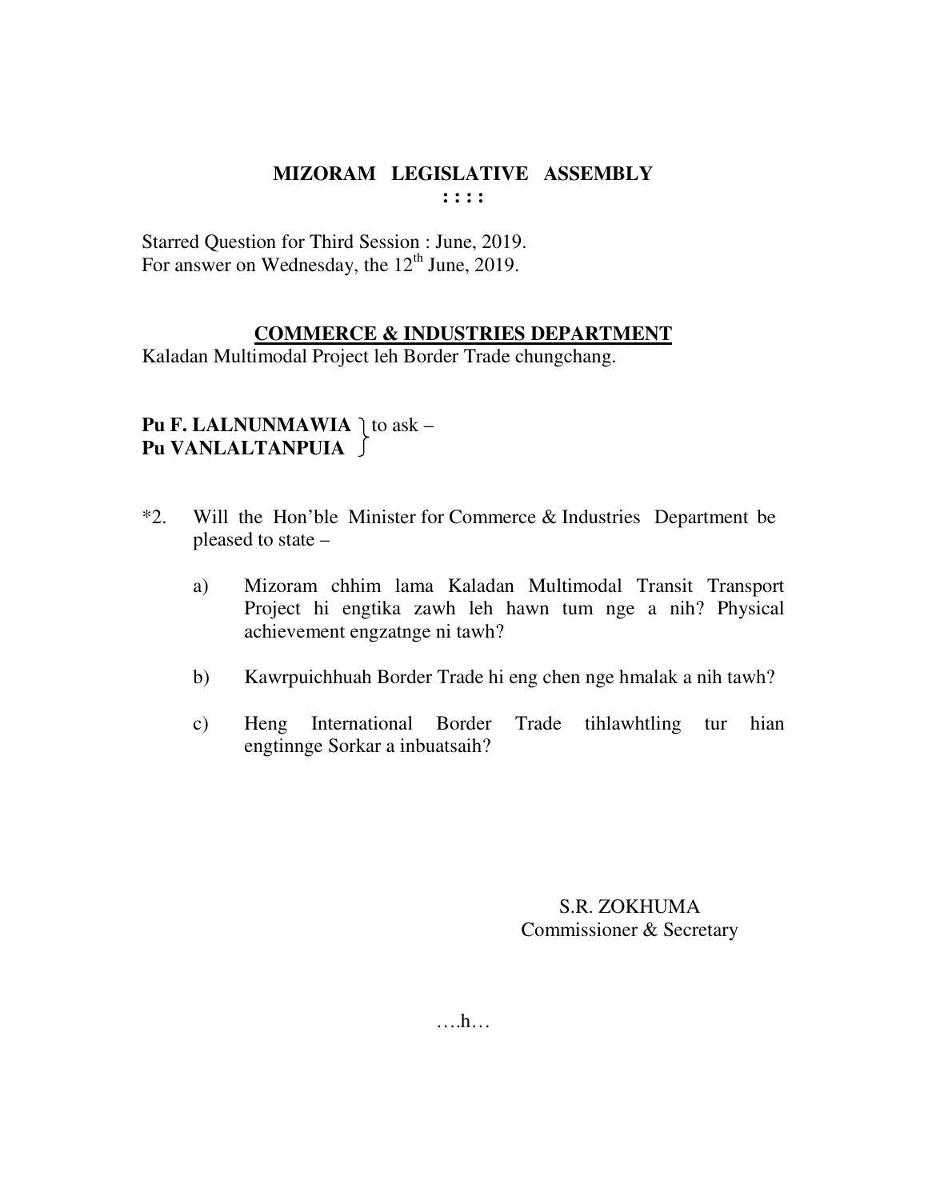# MIZORAM LEGISLATIVE ASSEMBLY

**: : : :**

Starred Question for Third Session : June, 2019.
For answer on Wednesday, the 12th June, 2019.

## COMMERCE & INDUSTRIES DEPARTMENT

Kaladan Multimodal Project leh Border Trade chungchang.

**Pu F. LALNUNMAWIA**
**Pu VANLALTANPUIA** } to ask –

*2. Will the Hon'ble Minister for Commerce & Industries Department be pleased to state –

a) Mizoram chhim lama Kaladan Multimodal Transit Transport Project hi engtika zawh leh hawn tum nge a nih? Physical achievement engzatnge ni tawh?

b) Kawrpuichhuah Border Trade hi eng chen nge hmalak a nih tawh?

c) Heng International Border Trade tihlawhtling tur hian engtinnge Sorkar a inbuatsaih?

S.R. ZOKHUMA
Commissioner & Secretary

….h…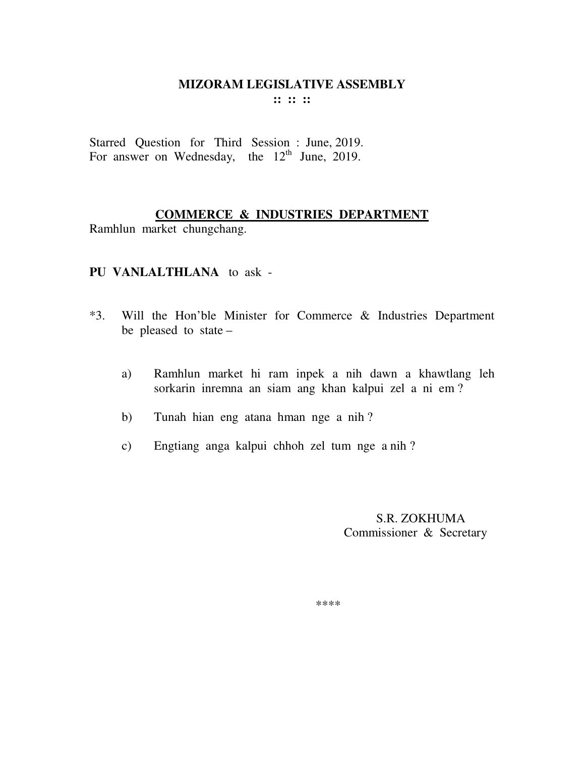# MIZORAM LEGISLATIVE ASSEMBLY

:: :: ::

Starred Question for Third Session : June, 2019.
For answer on Wednesday, the 12th June, 2019.

## COMMERCE & INDUSTRIES DEPARTMENT

Ramhlun market chungchang.

**PU VANLALTHLANA** to ask -

*3. Will the Hon'ble Minister for Commerce & Industries Department be pleased to state –

a) Ramhlun market hi ram inpek a nih dawn a khawtlang leh sorkarin inremna an siam ang khan kalpui zel a ni em ?

b) Tunah hian eng atana hman nge a nih ?

c) Engtiang anga kalpui chhoh zel tum nge a nih ?

S.R. ZOKHUMA
Commissioner & Secretary

****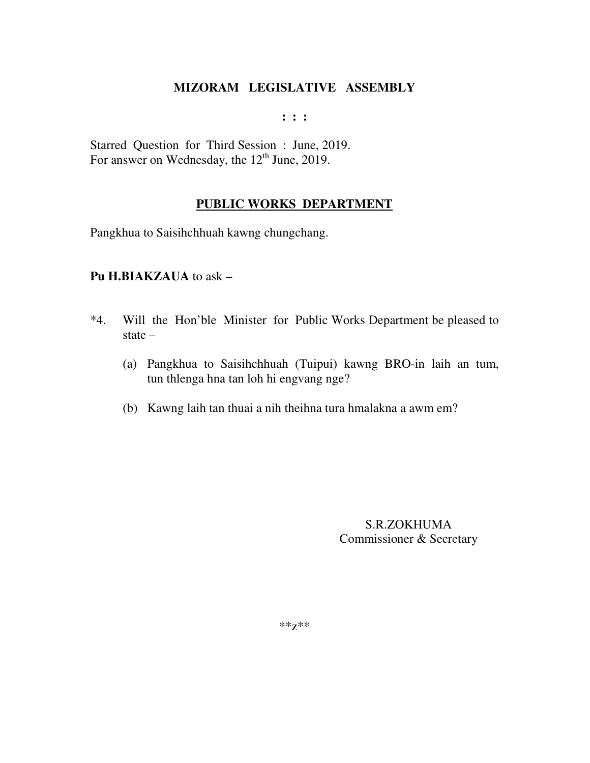# MIZORAM LEGISLATIVE ASSEMBLY

: : :

Starred Question for Third Session : June, 2019.
For answer on Wednesday, the 12th June, 2019.

## PUBLIC WORKS DEPARTMENT

Pangkhua to Saisihchhuah kawng chungchang.

**Pu H.BIAKZAUA** to ask –

*4. Will the Hon'ble Minister for Public Works Department be pleased to state –

(a) Pangkhua to Saisihchhuah (Tuipui) kawng BRO-in laih an tum, tun thlenga hna tan loh hi engvang nge?

(b) Kawng laih tan thuai a nih theihna tura hmalakna a awm em?

S.R.ZOKHUMA
Commissioner & Secretary

**z**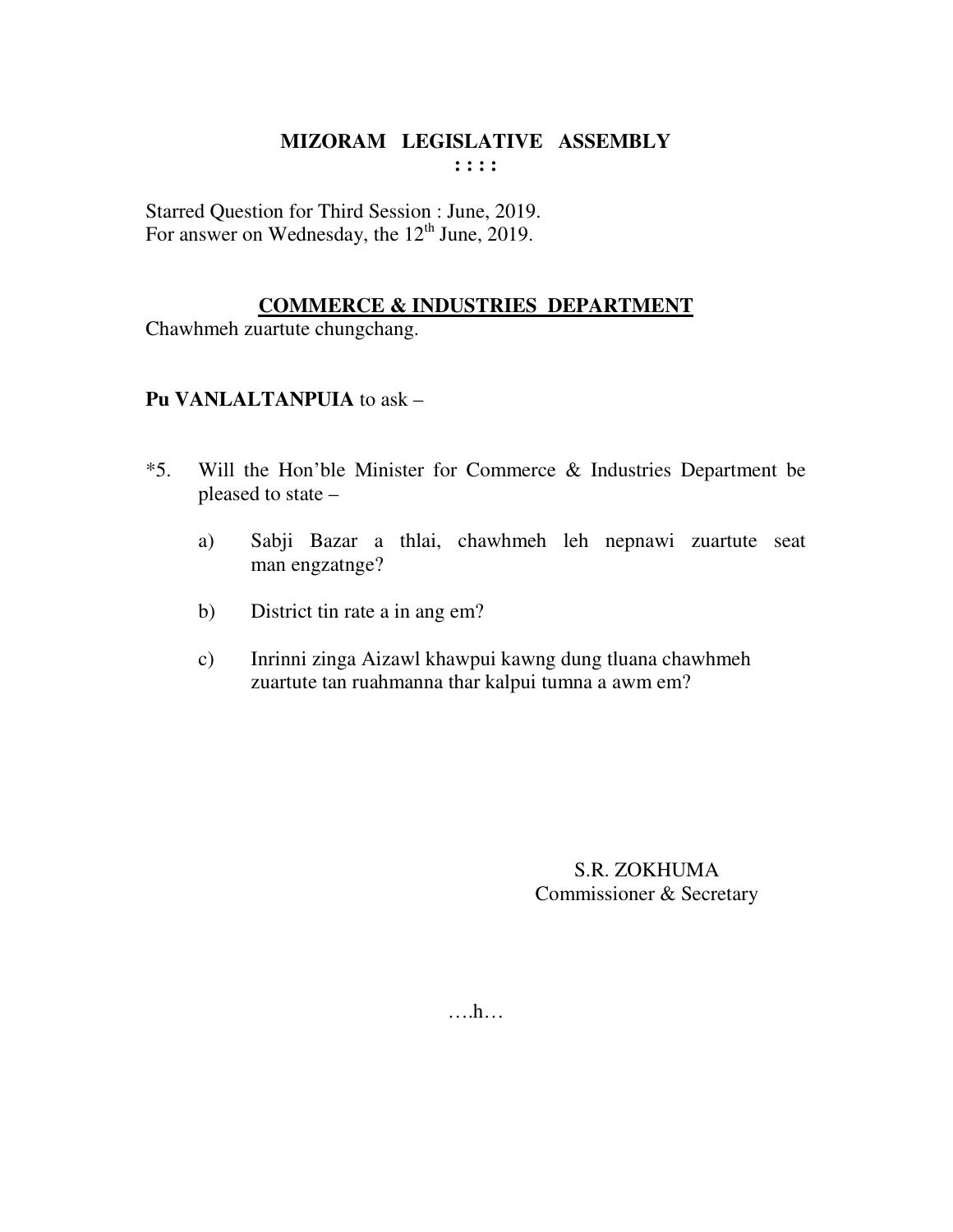# MIZORAM LEGISLATIVE ASSEMBLY

: : : :

Starred Question for Third Session : June, 2019.
For answer on Wednesday, the 12th June, 2019.

## COMMERCE & INDUSTRIES DEPARTMENT

Chawhmeh zuartute chungchang.

**Pu VANLALTANPUIA** to ask –

*5. Will the Hon'ble Minister for Commerce & Industries Department be pleased to state –

a) Sabji Bazar a thlai, chawhmeh leh nepnawi zuartute seat man engzatnge?

b) District tin rate a in ang em?

c) Inrinni zinga Aizawl khawpui kawng dung tluana chawhmeh zuartute tan ruahmanna thar kalpui tumna a awm em?

S.R. ZOKHUMA
Commissioner & Secretary

….h…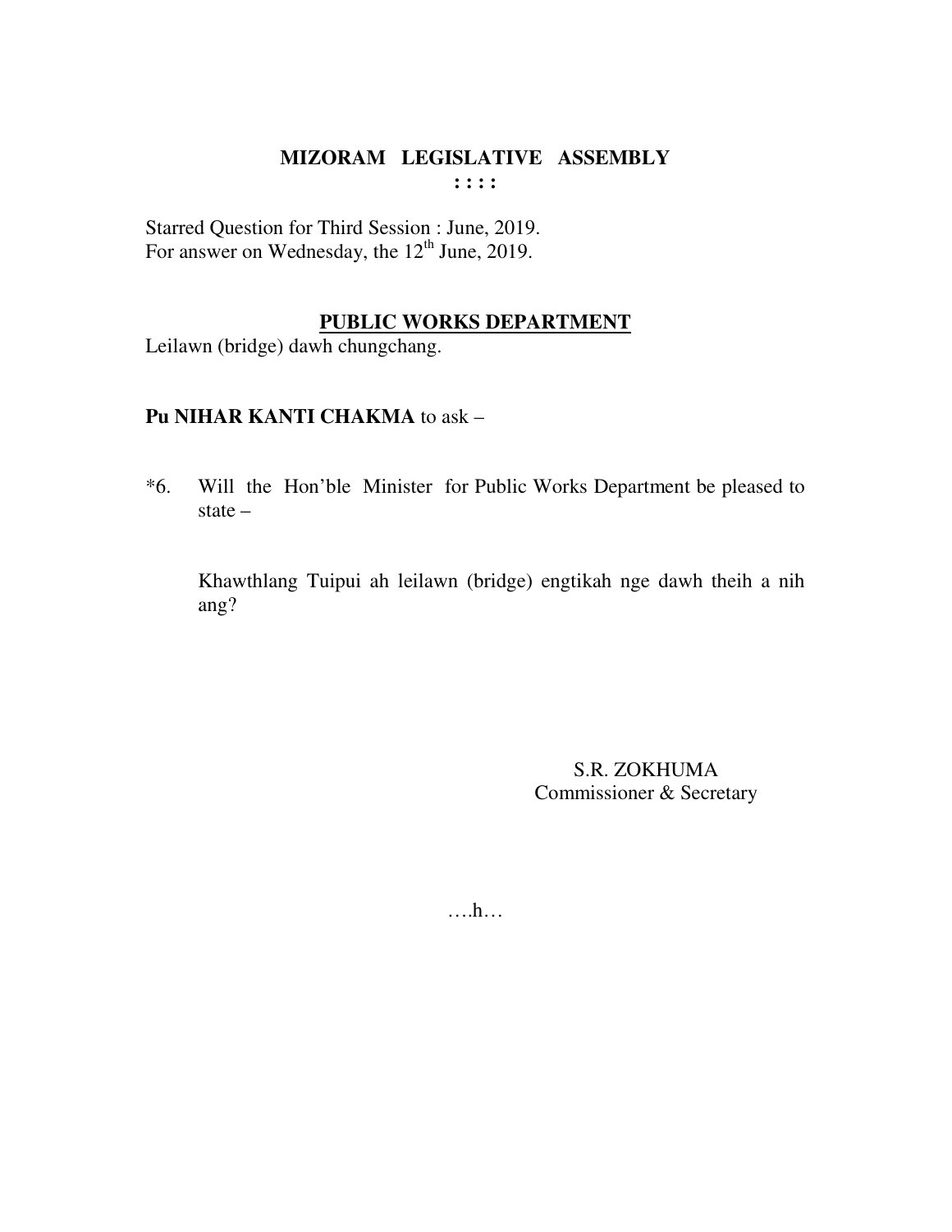# MIZORAM LEGISLATIVE ASSEMBLY

**: : : :**

Starred Question for Third Session : June, 2019.
For answer on Wednesday, the 12th June, 2019.

## PUBLIC WORKS DEPARTMENT

Leilawn (bridge) dawh chungchang.

**Pu NIHAR KANTI CHAKMA** to ask –

*6. Will the Hon'ble Minister for Public Works Department be pleased to state –

Khawthlang Tuipui ah leilawn (bridge) engtikah nge dawh theih a nih ang?

S.R. ZOKHUMA
Commissioner & Secretary

….h…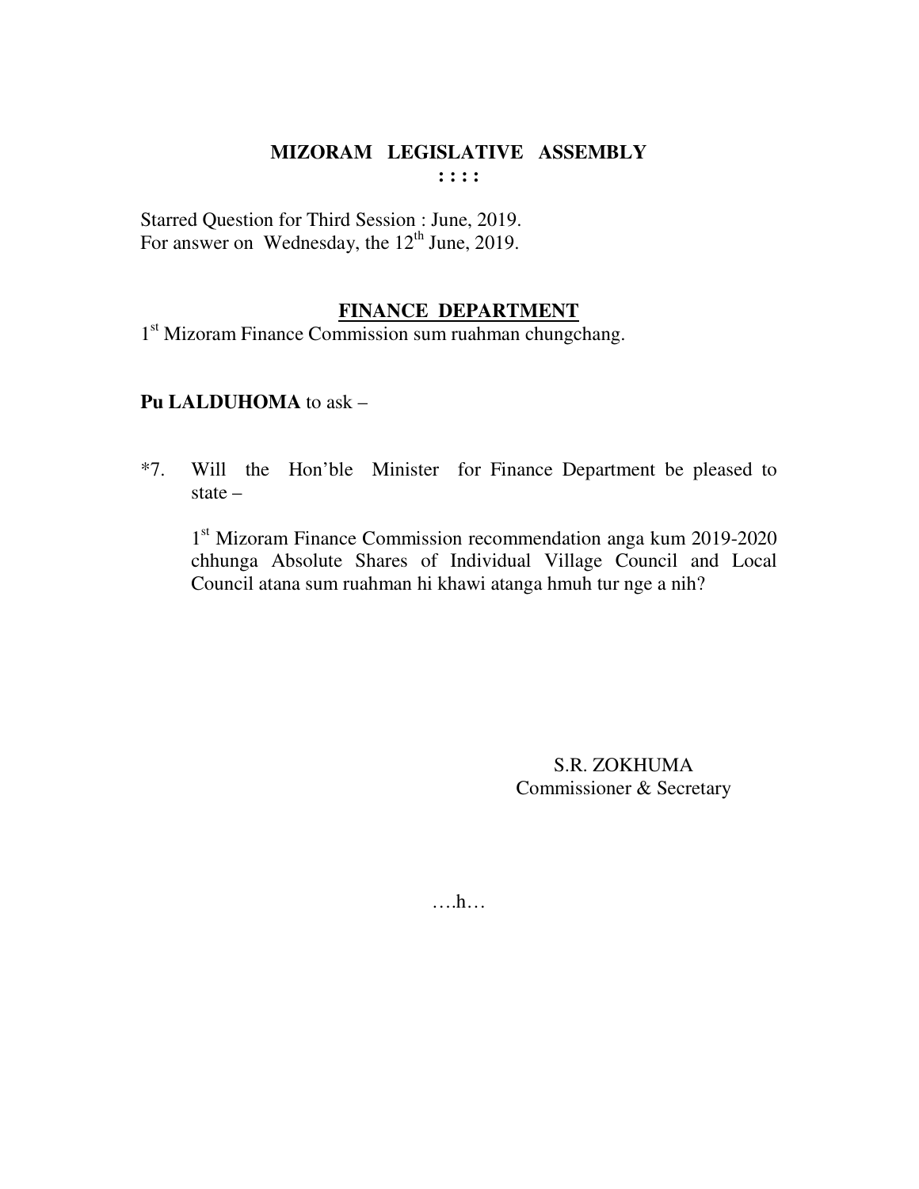## MIZORAM LEGISLATIVE ASSEMBLY

: : : :

Starred Question for Third Session : June, 2019.
For answer on Wednesday, the 12th June, 2019.

### FINANCE DEPARTMENT

1st Mizoram Finance Commission sum ruahman chungchang.

**Pu LALDUHOMA** to ask –

*7. Will the Hon'ble Minister for Finance Department be pleased to state –

1st Mizoram Finance Commission recommendation anga kum 2019-2020 chhunga Absolute Shares of Individual Village Council and Local Council atana sum ruahman hi khawi atanga hmuh tur nge a nih?

S.R. ZOKHUMA
Commissioner & Secretary

….h…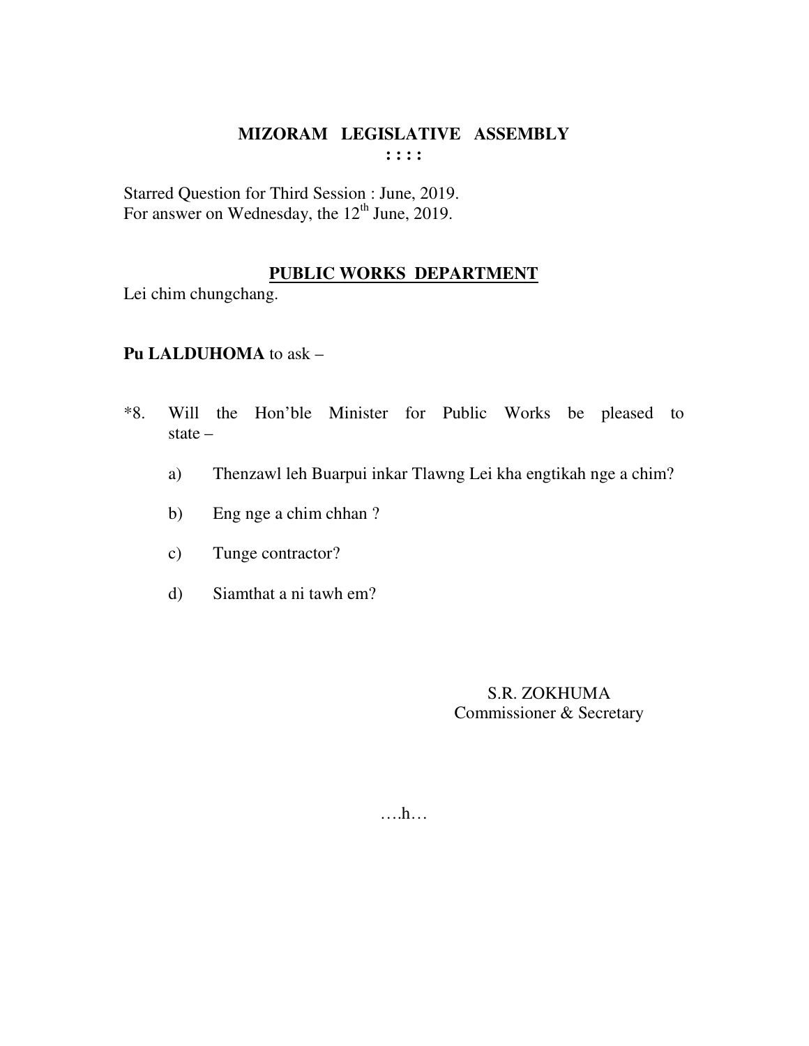# MIZORAM LEGISLATIVE ASSEMBLY

**: : : :**

Starred Question for Third Session : June, 2019.
For answer on Wednesday, the 12th June, 2019.

## PUBLIC WORKS DEPARTMENT

Lei chim chungchang.

**Pu LALDUHOMA** to ask –

*8. Will the Hon'ble Minister for Public Works be pleased to state –

a) Thenzawl leh Buarpui inkar Tlawng Lei kha engtikah nge a chim?

b) Eng nge a chim chhan ?

c) Tunge contractor?

d) Siamthat a ni tawh em?

S.R. ZOKHUMA
Commissioner & Secretary

….h…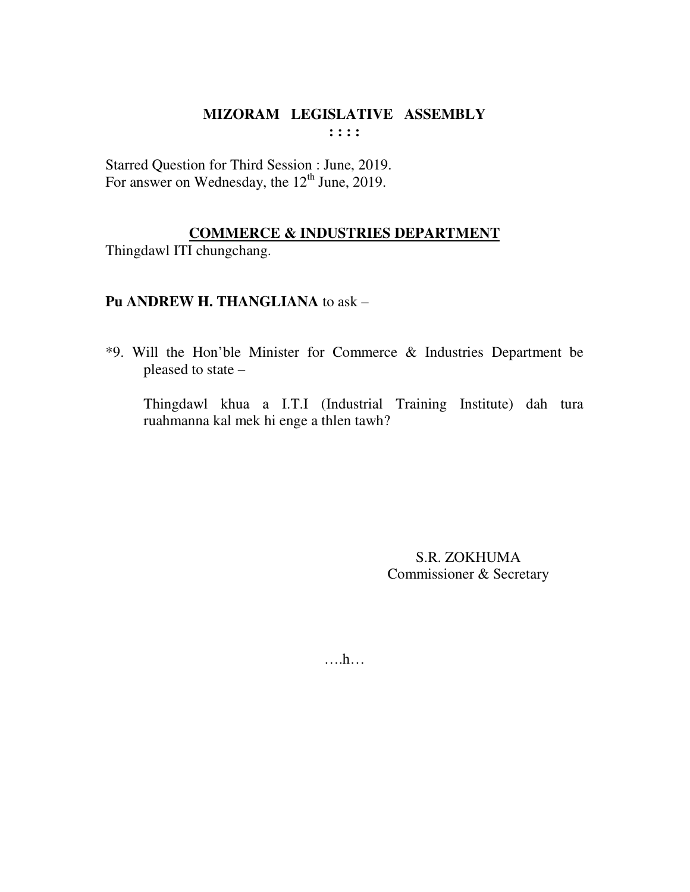# MIZORAM LEGISLATIVE ASSEMBLY

**: : : :**

Starred Question for Third Session : June, 2019.
For answer on Wednesday, the 12th June, 2019.

## COMMERCE & INDUSTRIES DEPARTMENT

Thingdawl ITI chungchang.

**Pu ANDREW H. THANGLIANA** to ask –

*9. Will the Hon'ble Minister for Commerce & Industries Department be pleased to state –

Thingdawl khua a I.T.I (Industrial Training Institute) dah tura ruahmanna kal mek hi enge a thlen tawh?

S.R. ZOKHUMA
Commissioner & Secretary

….h…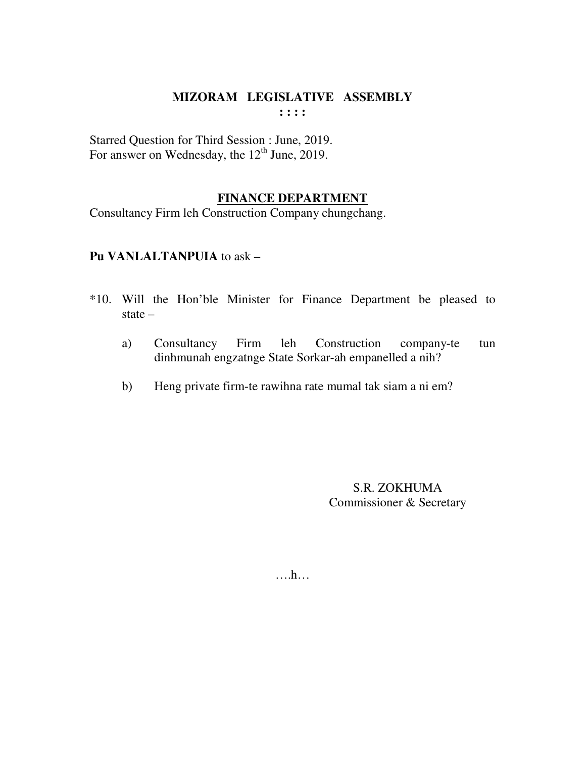# MIZORAM LEGISLATIVE ASSEMBLY

: : : :

Starred Question for Third Session : June, 2019.
For answer on Wednesday, the 12th June, 2019.

## FINANCE DEPARTMENT

Consultancy Firm leh Construction Company chungchang.

**Pu VANLALTANPUIA** to ask –

*10. Will the Hon'ble Minister for Finance Department be pleased to state –

a) Consultancy Firm leh Construction company-te tun dinhmunah engzatnge State Sorkar-ah empanelled a nih?

b) Heng private firm-te rawihna rate mumal tak siam a ni em?

S.R. ZOKHUMA
Commissioner & Secretary

….h…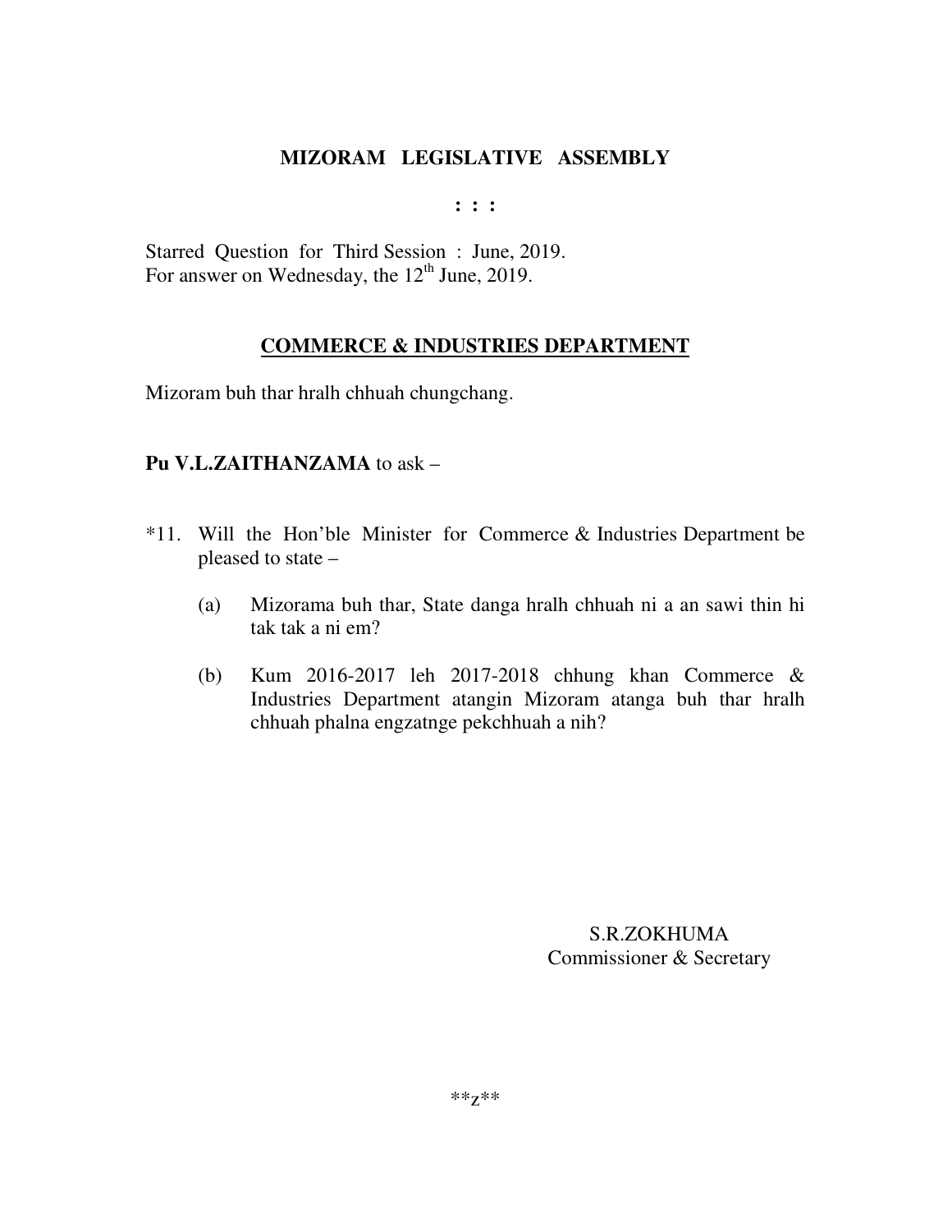# MIZORAM LEGISLATIVE ASSEMBLY

: : :

Starred Question for Third Session : June, 2019.
For answer on Wednesday, the 12th June, 2019.

## COMMERCE & INDUSTRIES DEPARTMENT

Mizoram buh thar hralh chhuah chungchang.

**Pu V.L.ZAITHANZAMA** to ask –

*11. Will the Hon'ble Minister for Commerce & Industries Department be pleased to state –

(a) Mizorama buh thar, State danga hralh chhuah ni a an sawi thin hi tak tak a ni em?

(b) Kum 2016-2017 leh 2017-2018 chhung khan Commerce & Industries Department atangin Mizoram atanga buh thar hralh chhuah phalna engzatnge pekchhuah a nih?

S.R.ZOKHUMA
Commissioner & Secretary

**z**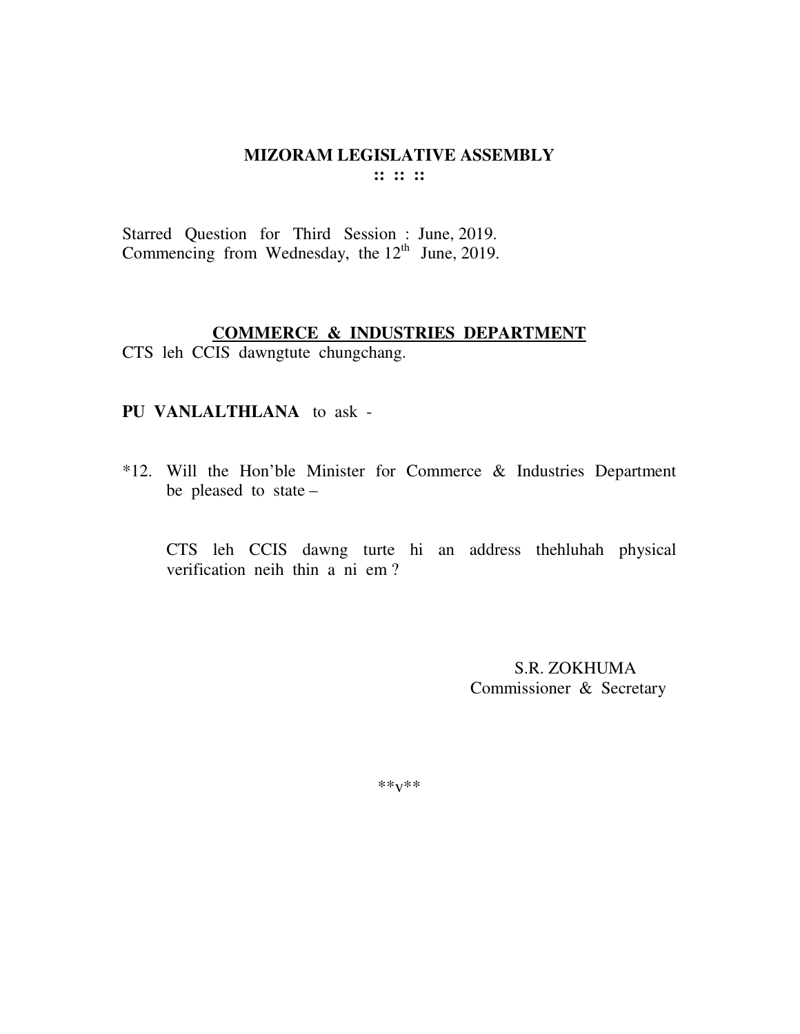**MIZORAM LEGISLATIVE ASSEMBLY**

**:: :: ::**

Starred Question for Third Session : June, 2019.
Commencing from Wednesday, the 12th June, 2019.

**COMMERCE & INDUSTRIES DEPARTMENT**

CTS leh CCIS dawngtute chungchang.

**PU VANLALTHLANA** to ask -

*12. Will the Hon'ble Minister for Commerce & Industries Department be pleased to state –

CTS leh CCIS dawng turte hi an address thehluhah physical verification neih thin a ni em ?

S.R. ZOKHUMA
Commissioner & Secretary

**v**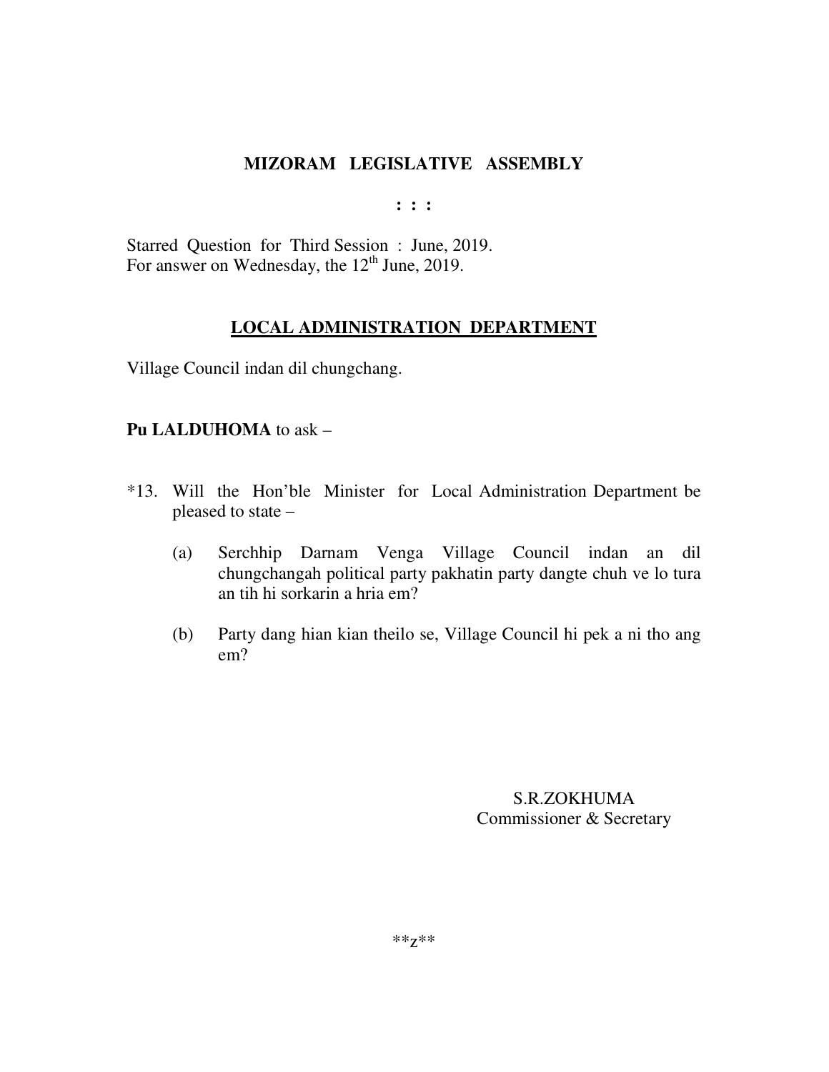**MIZORAM LEGISLATIVE ASSEMBLY**

**: : :**

Starred Question for Third Session : June, 2019.
For answer on Wednesday, the 12th June, 2019.

**LOCAL ADMINISTRATION DEPARTMENT**

Village Council indan dil chungchang.

**Pu LALDUHOMA** to ask –

*13. Will the Hon'ble Minister for Local Administration Department be pleased to state –

(a) Serchhip Darnam Venga Village Council indan an dil chungchangah political party pakhatin party dangte chuh ve lo tura an tih hi sorkarin a hria em?

(b) Party dang hian kian theilo se, Village Council hi pek a ni tho ang em?

S.R.ZOKHUMA
Commissioner & Secretary

**z**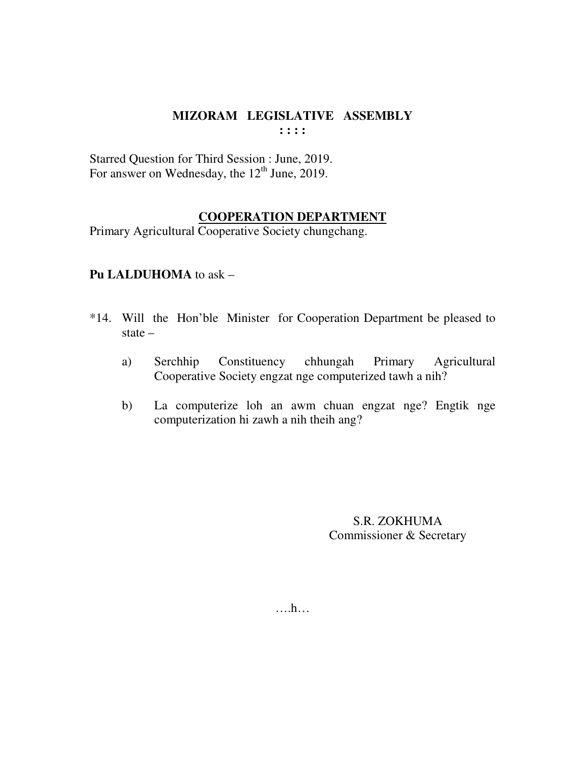# MIZORAM LEGISLATIVE ASSEMBLY

**: : : :**

Starred Question for Third Session : June, 2019.
For answer on Wednesday, the 12th June, 2019.

## COOPERATION DEPARTMENT

Primary Agricultural Cooperative Society chungchang.

**Pu LALDUHOMA** to ask –

*14. Will the Hon'ble Minister for Cooperation Department be pleased to state –

a) Serchhip Constituency chhungah Primary Agricultural Cooperative Society engzat nge computerized tawh a nih?

b) La computerize loh an awm chuan engzat nge? Engtik nge computerization hi zawh a nih theih ang?

S.R. ZOKHUMA
Commissioner & Secretary

….h…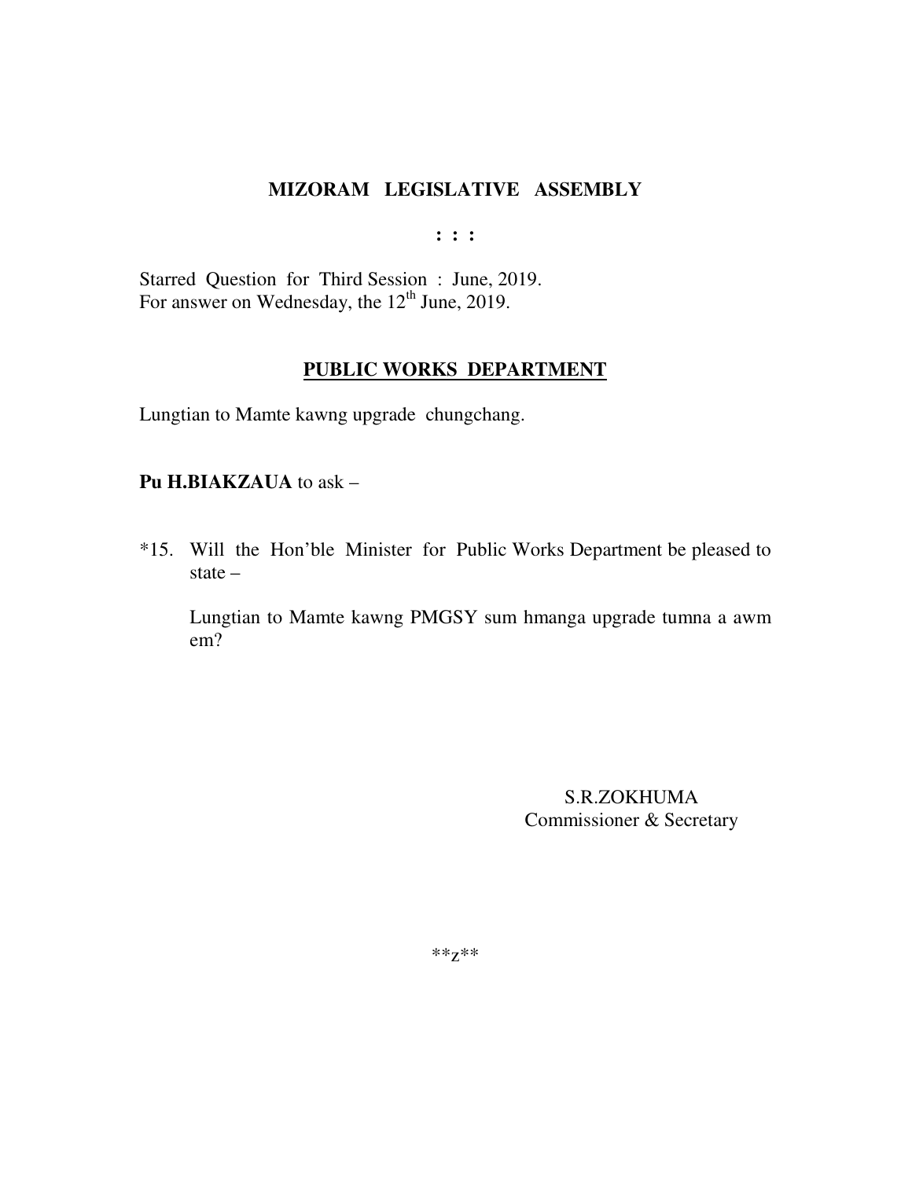**MIZORAM LEGISLATIVE ASSEMBLY**

**: : :**

Starred Question for Third Session : June, 2019.
For answer on Wednesday, the 12th June, 2019.

**PUBLIC WORKS DEPARTMENT**

Lungtian to Mamte kawng upgrade chungchang.

**Pu H.BIAKZAUA** to ask –

*15. Will the Hon'ble Minister for Public Works Department be pleased to state –

Lungtian to Mamte kawng PMGSY sum hmanga upgrade tumna a awm em?

S.R.ZOKHUMA
Commissioner & Secretary

**z**